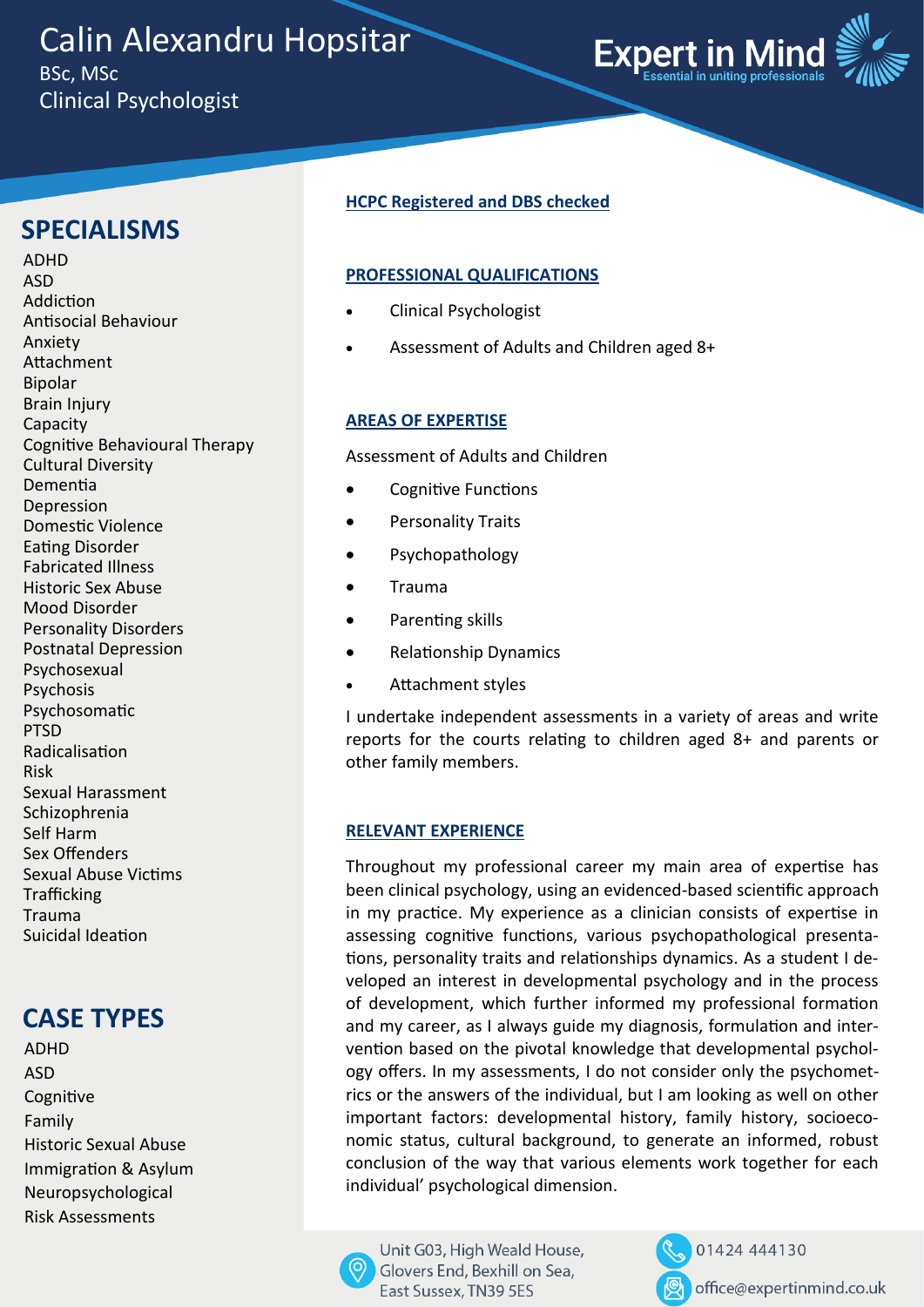# Calin Alexandru Hopsitar

BSc, MSc

Clinical Psychologist

Expert in Mind

Essential in uniting professionals

## SPECIALISMS

ADHD
ASD
Addiction
Antisocial Behaviour
Anxiety
Attachment
Bipolar
Brain Injury
Capacity
Cognitive Behavioural Therapy
Cultural Diversity
Dementia
Depression
Domestic Violence
Eating Disorder
Fabricated Illness
Historic Sex Abuse
Mood Disorder
Personality Disorders
Postnatal Depression
Psychosexual
Psychosis
Psychosomatic
PTSD
Radicalisation
Risk
Sexual Harassment
Schizophrenia
Self Harm
Sex Offenders
Sexual Abuse Victims
Trafficking
Trauma
Suicidal Ideation

## CASE TYPES

ADHD
ASD
Cognitive
Family
Historic Sexual Abuse
Immigration & Asylum
Neuropsychological
Risk Assessments

**HCPC Registered and DBS checked**

### PROFESSIONAL QUALIFICATIONS

- Clinical Psychologist
- Assessment of Adults and Children aged 8+

### AREAS OF EXPERTISE

Assessment of Adults and Children

- Cognitive Functions
- Personality Traits
- Psychopathology
- Trauma
- Parenting skills
- Relationship Dynamics
- Attachment styles

I undertake independent assessments in a variety of areas and write reports for the courts relating to children aged 8+ and parents or other family members.

### RELEVANT EXPERIENCE

Throughout my professional career my main area of expertise has been clinical psychology, using an evidenced-based scientific approach in my practice. My experience as a clinician consists of expertise in assessing cognitive functions, various psychopathological presentations, personality traits and relationships dynamics. As a student I developed an interest in developmental psychology and in the process of development, which further informed my professional formation and my career, as I always guide my diagnosis, formulation and intervention based on the pivotal knowledge that developmental psychology offers. In my assessments, I do not consider only the psychometrics or the answers of the individual, but I am looking as well on other important factors: developmental history, family history, socioeconomic status, cultural background, to generate an informed, robust conclusion of the way that various elements work together for each individual' psychological dimension.

Unit G03, High Weald House, Glovers End, Bexhill on Sea, East Sussex, TN39 5ES

01424 444130

office@expertinmind.co.uk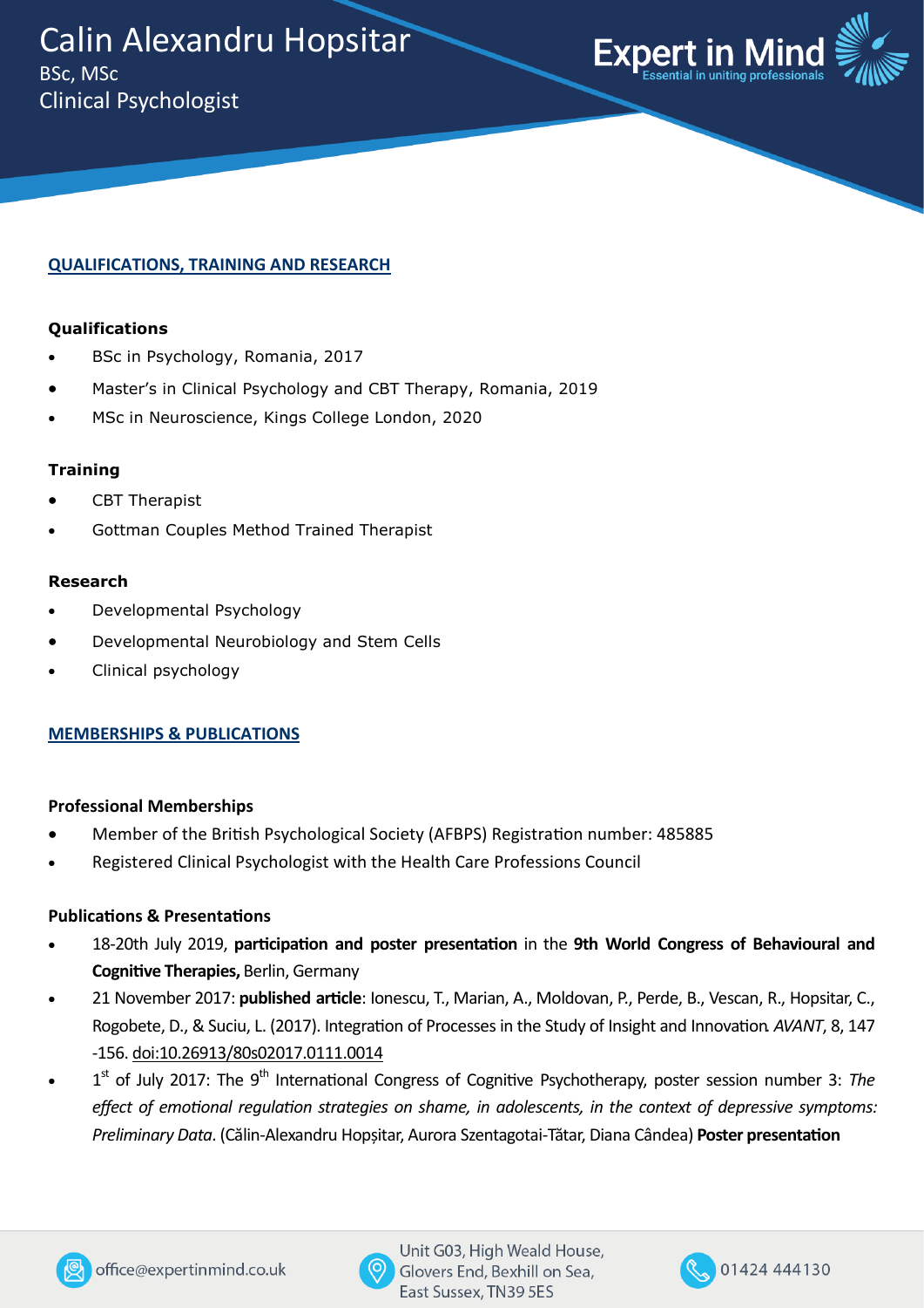# Calin Alexandru Hopsitar

BSc, MSc

Clinical Psychologist

## QUALIFICATIONS, TRAINING AND RESEARCH

**Qualifications**

- BSc in Psychology, Romania, 2017
- Master's in Clinical Psychology and CBT Therapy, Romania, 2019
- MSc in Neuroscience, Kings College London, 2020

**Training**

- CBT Therapist
- Gottman Couples Method Trained Therapist

**Research**

- Developmental Psychology
- Developmental Neurobiology and Stem Cells
- Clinical psychology

## MEMBERSHIPS & PUBLICATIONS

**Professional Memberships**

- Member of the British Psychological Society (AFBPS) Registration number: 485885
- Registered Clinical Psychologist with the Health Care Professions Council

**Publications & Presentations**

- 18-20th July 2019, **participation and poster presentation** in the **9th World Congress of Behavioural and Cognitive Therapies,** Berlin, Germany
- 21 November 2017: **published article**: Ionescu, T., Marian, A., Moldovan, P., Perde, B., Vescan, R., Hopsitar, C., Rogobete, D., & Suciu, L. (2017). Integration of Processes in the Study of Insight and Innovation. *AVANT*, 8, 147 -156. doi:10.26913/80s02017.0111.0014
- 1st of July 2017: The 9th International Congress of Cognitive Psychotherapy, poster session number 3: *The effect of emotional regulation strategies on shame, in adolescents, in the context of depressive symptoms: Preliminary Data*. (Călin-Alexandru Hopșitar, Aurora Szentagotai-Tătar, Diana Cândea) **Poster presentation**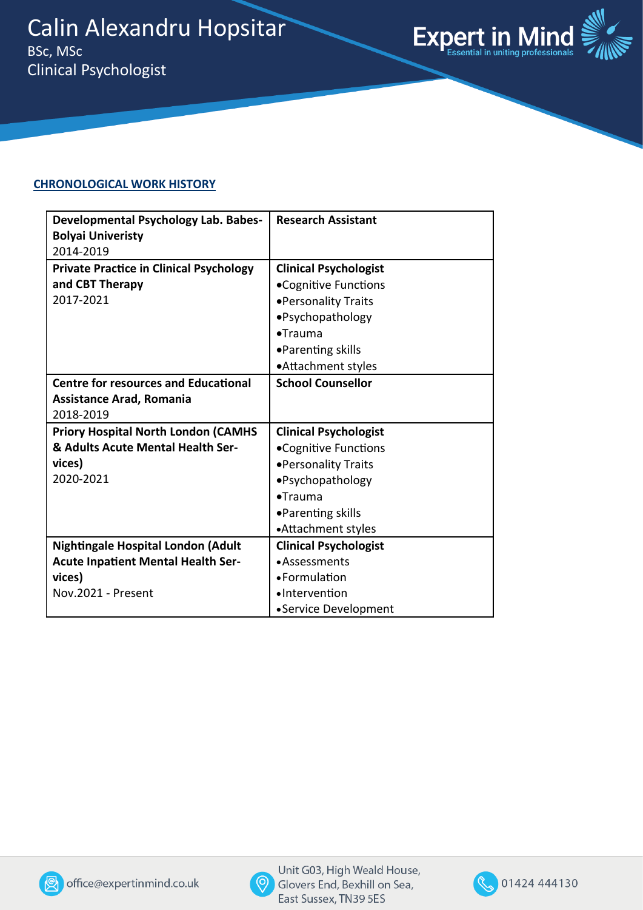# Calin Alexandru Hopsitar

BSc, MSc

Clinical Psychologist

Expert in Mind

Essential in uniting professionals

## CHRONOLOGICAL WORK HISTORY

| | |
|---|---|
| **Developmental Psychology Lab. Babes-Bolyai Univeristy**<br>2014-2019 | **Research Assistant** |
| **Private Practice in Clinical Psychology and CBT Therapy**<br>2017-2021 | **Clinical Psychologist**<br>•Cognitive Functions<br>•Personality Traits<br>•Psychopathology<br>•Trauma<br>•Parenting skills<br>•Attachment styles |
| **Centre for resources and Educational Assistance Arad, Romania**<br>2018-2019 | **School Counsellor** |
| **Priory Hospital North London (CAMHS & Adults Acute Mental Health Services)**<br>2020-2021 | **Clinical Psychologist**<br>•Cognitive Functions<br>•Personality Traits<br>•Psychopathology<br>•Trauma<br>•Parenting skills<br>•Attachment styles |
| **Nightingale Hospital London (Adult Acute Inpatient Mental Health Services)**<br>Nov.2021 - Present | **Clinical Psychologist**<br>•Assessments<br>•Formulation<br>•Intervention<br>•Service Development |

office@expertinmind.co.uk

Unit G03, High Weald House, Glovers End, Bexhill on Sea, East Sussex, TN39 5ES

01424 444130